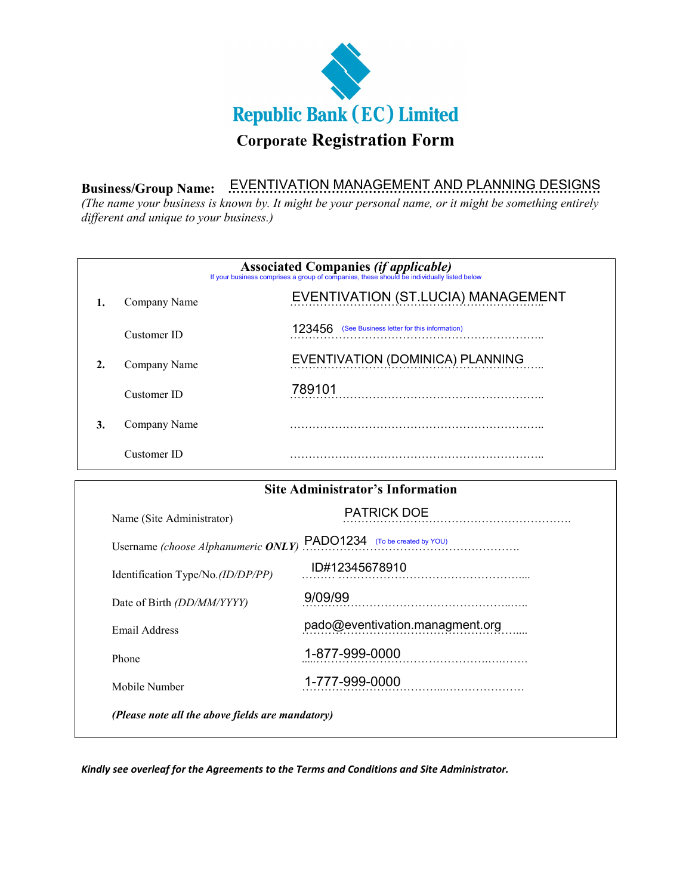# Republic Bank (EC) Limited

## Corporate Registration Form

**Business/Group Name:** EVENTIVATION MANAGEMENT AND PLANNING DESIGNS

*(The name your business is known by. It might be your personal name, or it might be something entirely different and unique to your business.)*

### Associated Companies *(if applicable)*

If your business comprises a group of companies, these should be individually listed below

| | | |
|---|---|---|
| **1.** | Company Name | EVENTIVATION (ST.LUCIA) MANAGEMENT |
| | Customer ID | 123456 (See Business letter for this information) |
| **2.** | Company Name | EVENTIVATION (DOMINICA) PLANNING |
| | Customer ID | 789101 |
| **3.** | Company Name | …………………………………………………………….. |
| | Customer ID | …………………………………………………………….. |

### Site Administrator's Information

| | |
|---|---|
| Name (Site Administrator) | PATRICK DOE |
| Username *(choose Alphanumeric **ONLY**)* | PADO1234 (To be created by YOU) |
| Identification Type/No. *(ID/DP/PP)* | ID#12345678910 |
| Date of Birth *(DD/MM/YYYY)* | 9/09/99 |
| Email Address | pado@eventivation.managment.org |
| Phone | 1-877-999-0000 |
| Mobile Number | 1-777-999-0000 |

***(Please note all the above fields are mandatory)***

***Kindly see overleaf for the Agreements to the Terms and Conditions and Site Administrator.***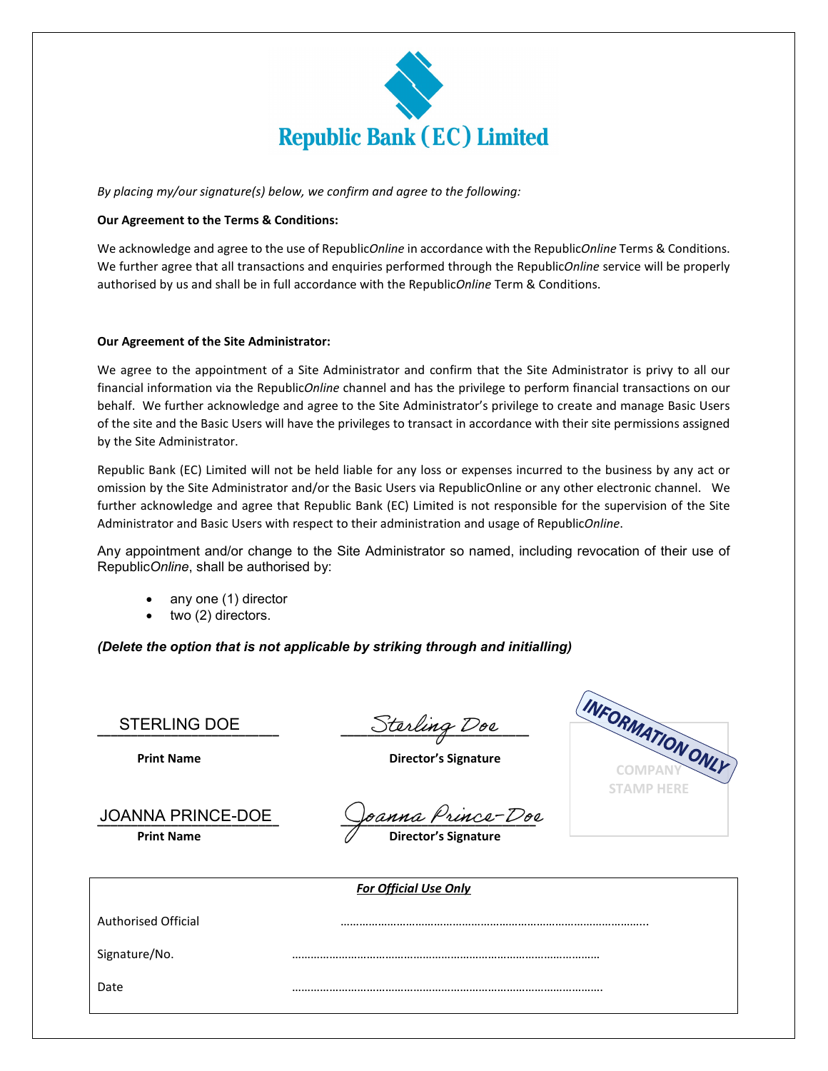# Republic Bank (EC) Limited

*By placing my/our signature(s) below, we confirm and agree to the following:*

**Our Agreement to the Terms & Conditions:**

We acknowledge and agree to the use of Republic*Online* in accordance with the Republic*Online* Terms & Conditions. We further agree that all transactions and enquiries performed through the Republic*Online* service will be properly authorised by us and shall be in full accordance with the Republic*Online* Term & Conditions.

**Our Agreement of the Site Administrator:**

We agree to the appointment of a Site Administrator and confirm that the Site Administrator is privy to all our financial information via the Republic*Online* channel and has the privilege to perform financial transactions on our behalf. We further acknowledge and agree to the Site Administrator's privilege to create and manage Basic Users of the site and the Basic Users will have the privileges to transact in accordance with their site permissions assigned by the Site Administrator.

Republic Bank (EC) Limited will not be held liable for any loss or expenses incurred to the business by any act or omission by the Site Administrator and/or the Basic Users via RepublicOnline or any other electronic channel. We further acknowledge and agree that Republic Bank (EC) Limited is not responsible for the supervision of the Site Administrator and Basic Users with respect to their administration and usage of Republic*Online*.

Any appointment and/or change to the Site Administrator so named, including revocation of their use of Republic*Online*, shall be authorised by:

- any one (1) director
- two (2) directors.

***(Delete the option that is not applicable by striking through and initialling)***

| | |
|---|---|
| STERLING DOE | *Sterling Doe* |
| **Print Name** | **Director's Signature** |
| JOANNA PRINCE-DOE | *Joanna Prince-Doe* |
| **Print Name** | **Director's Signature** |

INFORMATION ONLY

COMPANY STAMP HERE

***For Official Use Only***

Authorised Official ……………………………………………………………………………………..

Signature/No. ……………………………………………………………………………………

Date …………………………………………………………………………………….